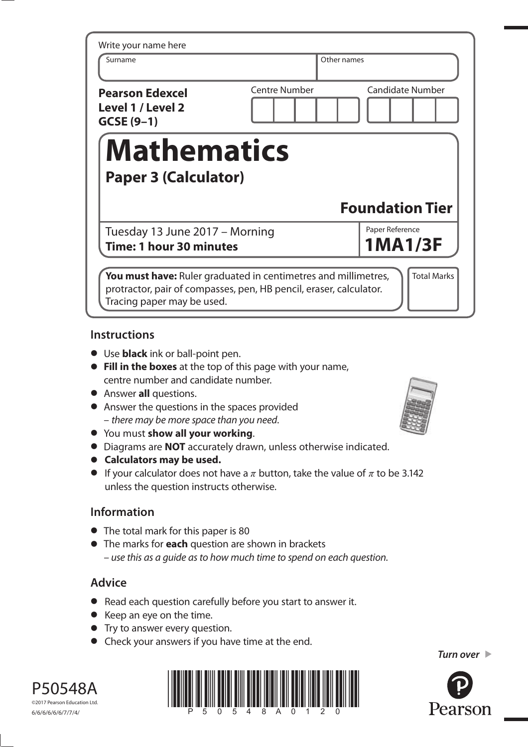Write your name here

| Surname | Other names |
|---|---|
| | |

**Pearson Edexcel**
**Level 1 / Level 2**
**GCSE (9–1)**

| Centre Number | Candidate Number |
|---|---|
| | |

# Mathematics

## Paper 3 (Calculator)

**Foundation Tier**

Tuesday 13 June 2017 – Morning
**Time: 1 hour 30 minutes**

Paper Reference
**1MA1/3F**

**You must have:** Ruler graduated in centimetres and millimetres, protractor, pair of compasses, pen, HB pencil, eraser, calculator. Tracing paper may be used.

Total Marks

## Instructions

- Use **black** ink or ball-point pen.
- **Fill in the boxes** at the top of this page with your name, centre number and candidate number.
- Answer **all** questions.
- Answer the questions in the spaces provided
  – *there may be more space than you need.*
- You must **show all your working**.
- Diagrams are **NOT** accurately drawn, unless otherwise indicated.
- **Calculators may be used.**
- If your calculator does not have a $\pi$ button, take the value of $\pi$ to be 3.142 unless the question instructs otherwise.

## Information

- The total mark for this paper is 80
- The marks for **each** question are shown in brackets
  – *use this as a guide as to how much time to spend on each question.*

## Advice

- Read each question carefully before you start to answer it.
- Keep an eye on the time.
- Try to answer every question.
- Check your answers if you have time at the end.

*Turn over* ▶

P50548A
©2017 Pearson Education Ltd.
6/6/6/6/6/6/7/7/4/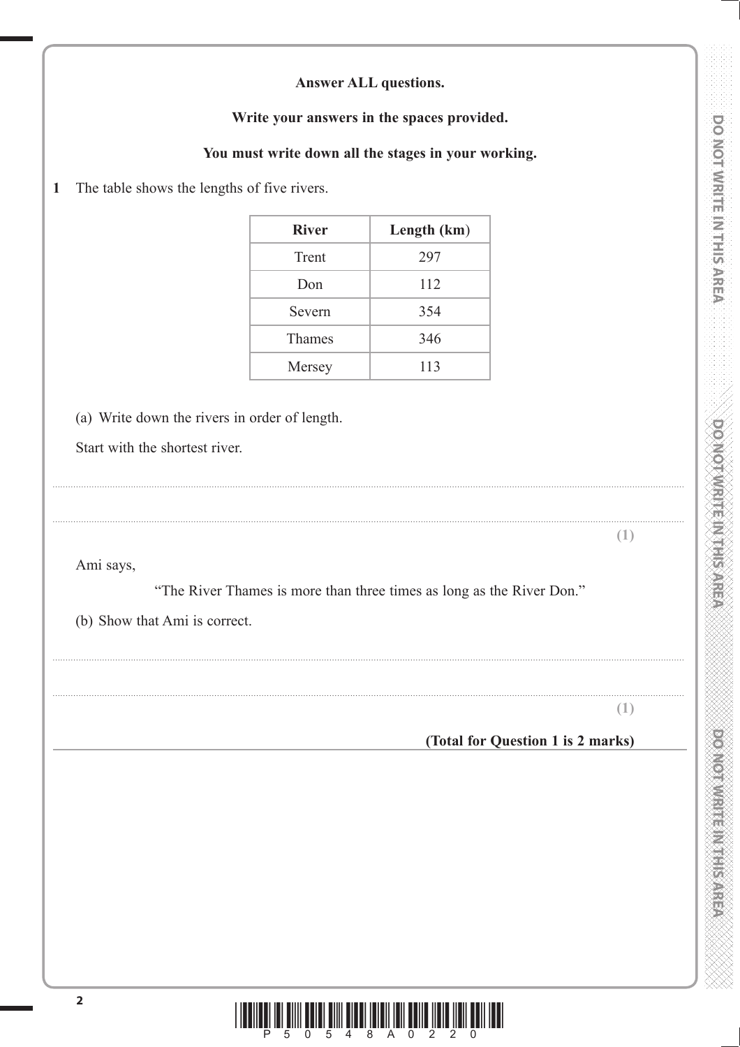**Answer ALL questions.**

**Write your answers in the spaces provided.**

**You must write down all the stages in your working.**

**1** The table shows the lengths of five rivers.

| River | Length (km) |
|---|---|
| Trent | 297 |
| Don | 112 |
| Severn | 354 |
| Thames | 346 |
| Mersey | 113 |

(a) Write down the rivers in order of length.

Start with the shortest river.

..............................................................................................................................................

..............................................................................................................................................

**(1)**

Ami says,

"The River Thames is more than three times as long as the River Don."

(b) Show that Ami is correct.

..............................................................................................................................................

..............................................................................................................................................

**(1)**

**(Total for Question 1 is 2 marks)**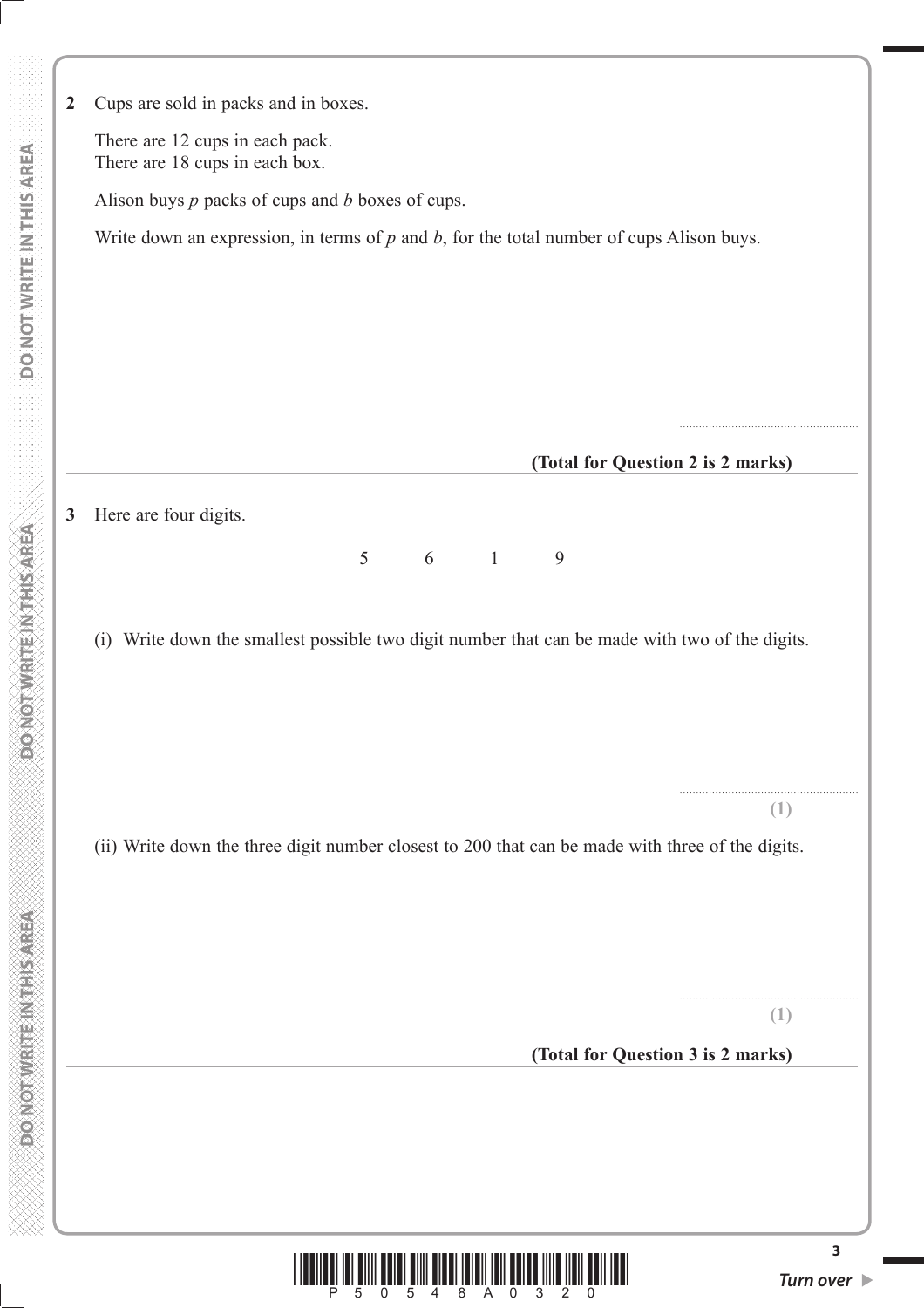**2** Cups are sold in packs and in boxes.

There are 12 cups in each pack.
There are 18 cups in each box.

Alison buys $p$ packs of cups and $b$ boxes of cups.

Write down an expression, in terms of $p$ and $b$, for the total number of cups Alison buys.

.......................................................

**(Total for Question 2 is 2 marks)**

---

**3** Here are four digits.

5 6 1 9

(i) Write down the smallest possible two digit number that can be made with two of the digits.

.......................................................
**(1)**

(ii) Write down the three digit number closest to 200 that can be made with three of the digits.

.......................................................
**(1)**

**(Total for Question 3 is 2 marks)**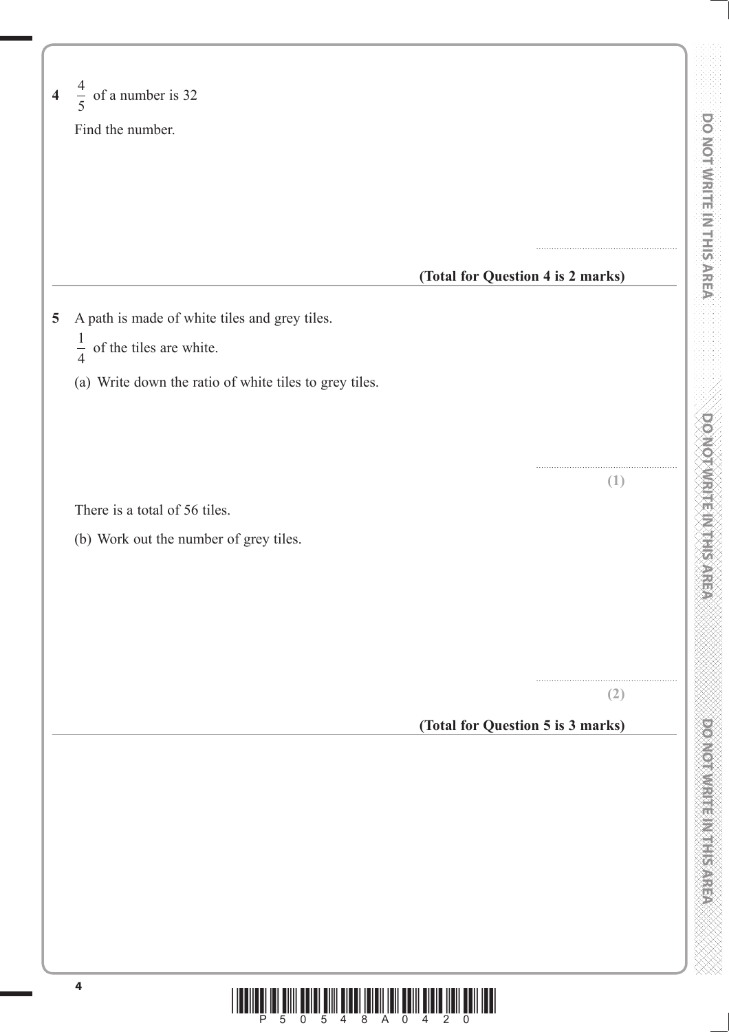**4** $\frac{4}{5}$ of a number is 32

Find the number.

.......................................................

**(Total for Question 4 is 2 marks)**

---

**5** A path is made of white tiles and grey tiles.

$\frac{1}{4}$ of the tiles are white.

(a) Write down the ratio of white tiles to grey tiles.

.......................................................

**(1)**

There is a total of 56 tiles.

(b) Work out the number of grey tiles.

.......................................................

**(2)**

**(Total for Question 5 is 3 marks)**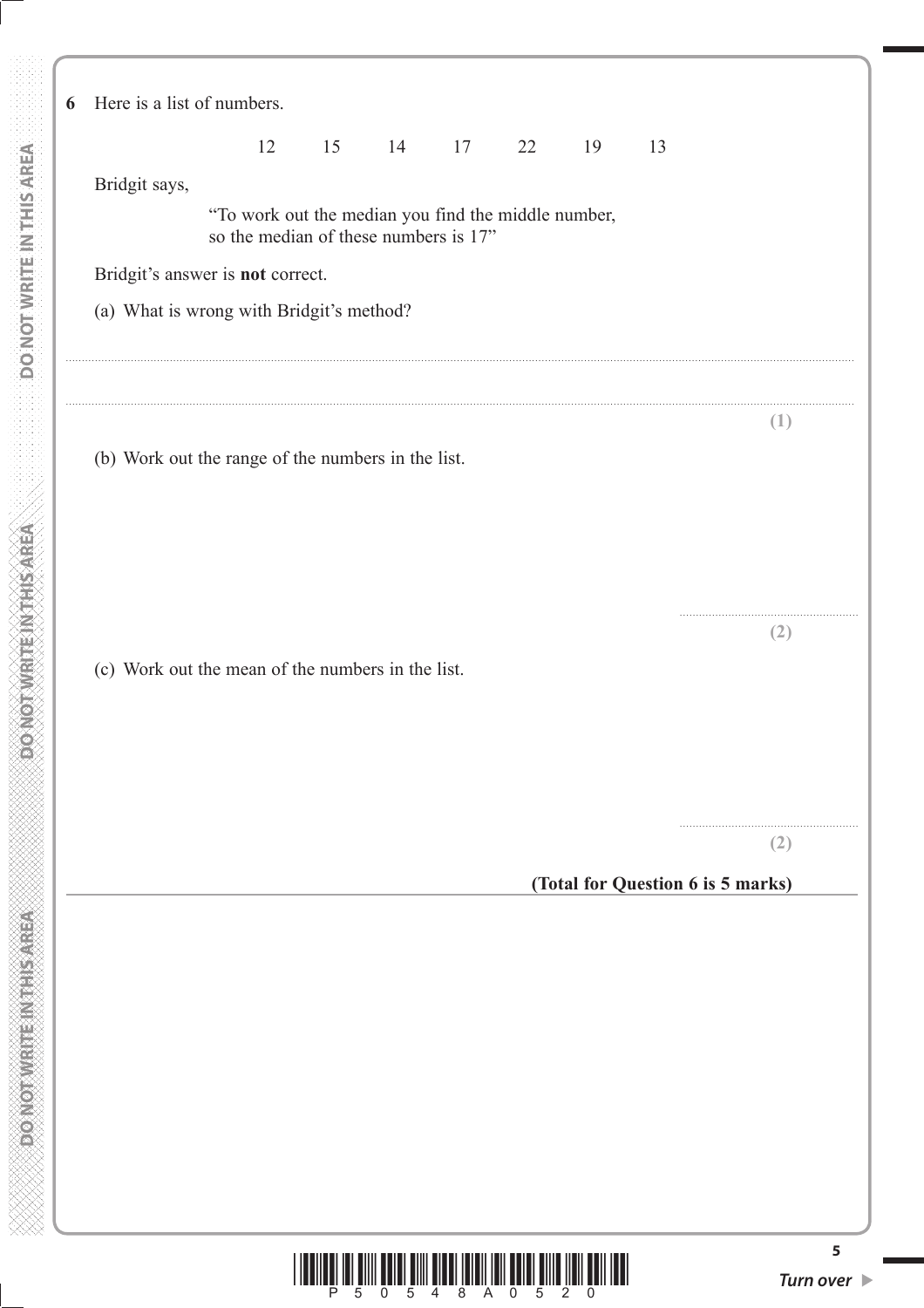**6** Here is a list of numbers.

12 15 14 17 22 19 13

Bridgit says,

"To work out the median you find the middle number, so the median of these numbers is 17"

Bridgit's answer is **not** correct.

(a) What is wrong with Bridgit's method?

..................................................................................................................................................

..................................................................................................................................................

**(1)**

(b) Work out the range of the numbers in the list.

..................................................

**(2)**

(c) Work out the mean of the numbers in the list.

..................................................

**(2)**

**(Total for Question 6 is 5 marks)**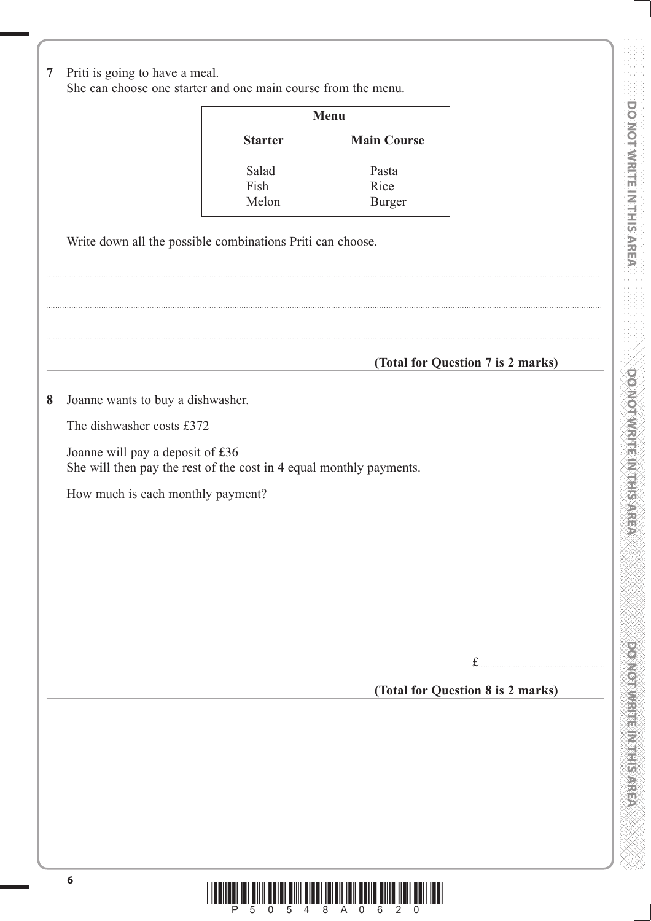**7** Priti is going to have a meal.
She can choose one starter and one main course from the menu.

| Menu | |
|---|---|
| **Starter** | **Main Course** |
| Salad | Pasta |
| Fish | Rice |
| Melon | Burger |

Write down all the possible combinations Priti can choose.

..........................................................................................................................................

..........................................................................................................................................

..........................................................................................................................................

**(Total for Question 7 is 2 marks)**

---

**8** Joanne wants to buy a dishwasher.

The dishwasher costs £372

Joanne will pay a deposit of £36
She will then pay the rest of the cost in 4 equal monthly payments.

How much is each monthly payment?

£..........................................

**(Total for Question 8 is 2 marks)**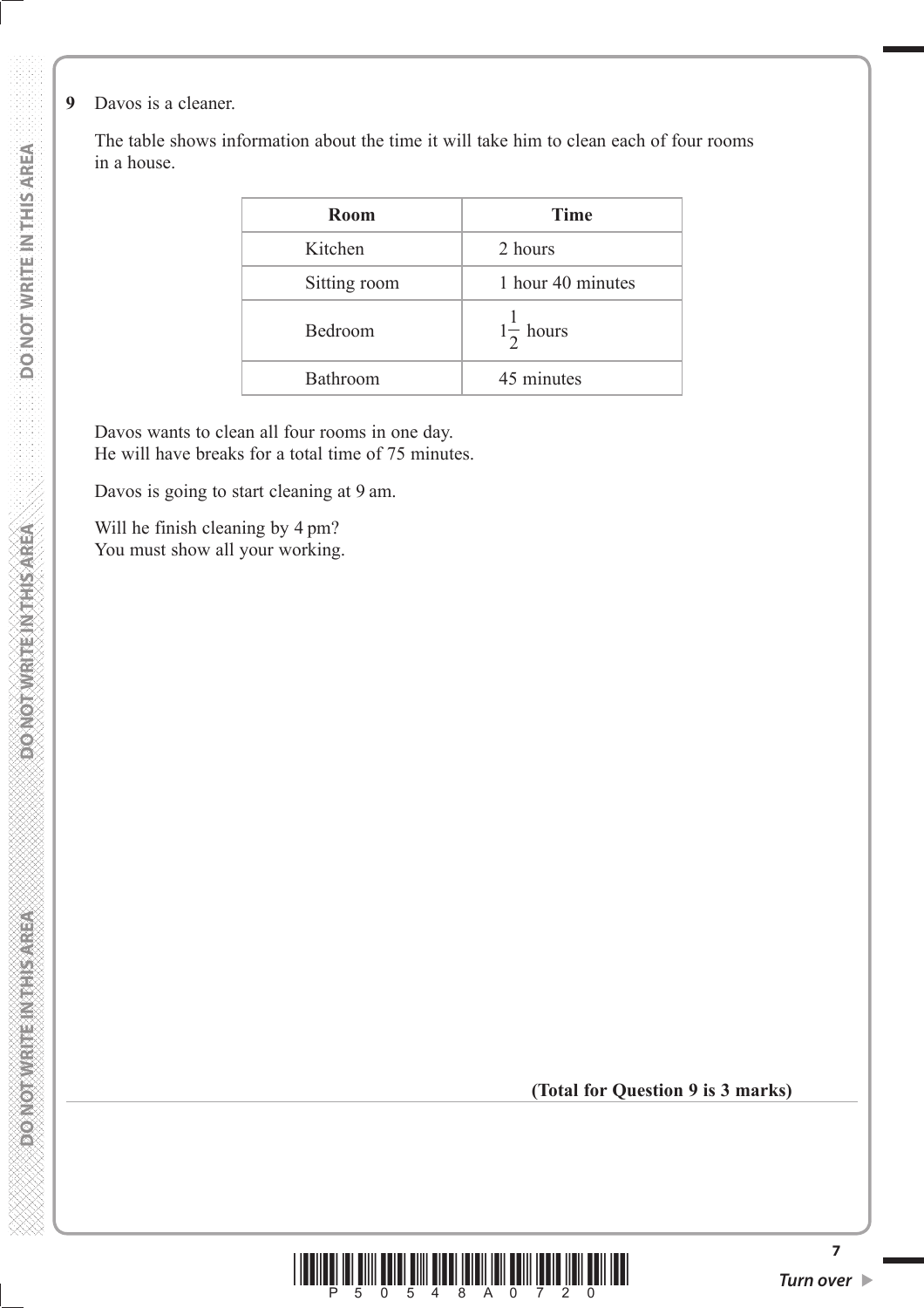**9** Davos is a cleaner.

The table shows information about the time it will take him to clean each of four rooms in a house.

| Room | Time |
|---|---|
| Kitchen | 2 hours |
| Sitting room | 1 hour 40 minutes |
| Bedroom | $1\frac{1}{2}$ hours |
| Bathroom | 45 minutes |

Davos wants to clean all four rooms in one day.
He will have breaks for a total time of 75 minutes.

Davos is going to start cleaning at 9 am.

Will he finish cleaning by 4 pm?
You must show all your working.

**(Total for Question 9 is 3 marks)**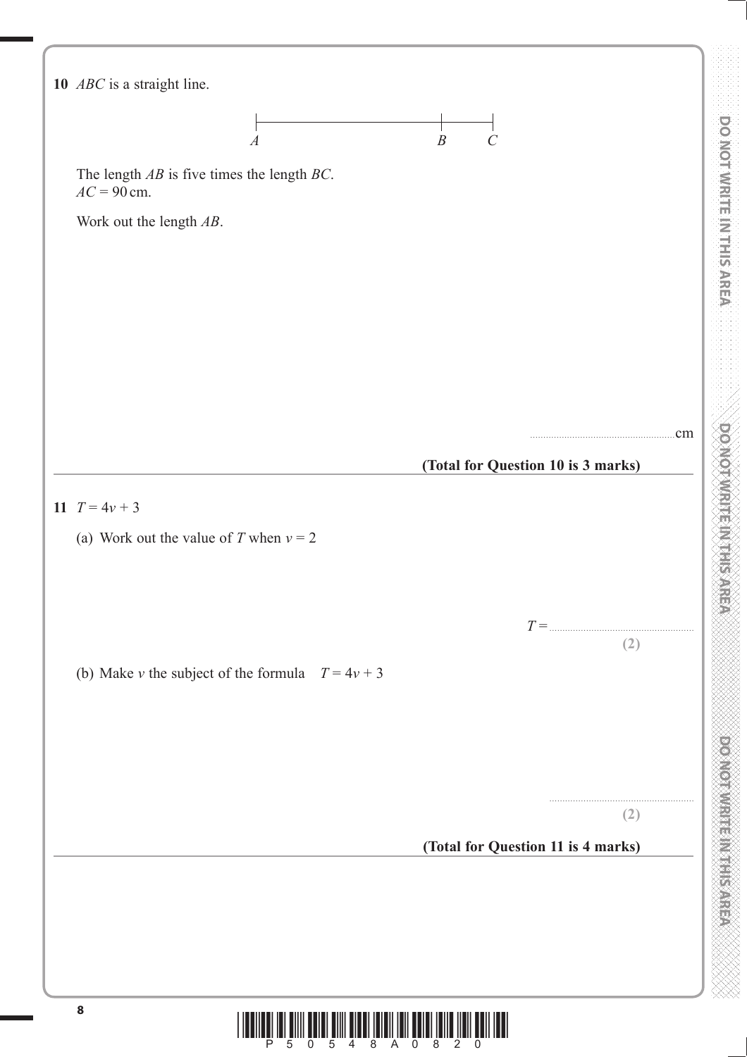**10** $ABC$ is a straight line.

The length $AB$ is five times the length $BC$.
$AC = 90$ cm.

Work out the length $AB$.

..................................................... cm

**(Total for Question 10 is 3 marks)**

---

**11** $T = 4v + 3$

(a) Work out the value of $T$ when $v = 2$

$T =$ .....................................................

**(2)**

(b) Make $v$ the subject of the formula $T = 4v + 3$

.....................................................

**(2)**

**(Total for Question 11 is 4 marks)**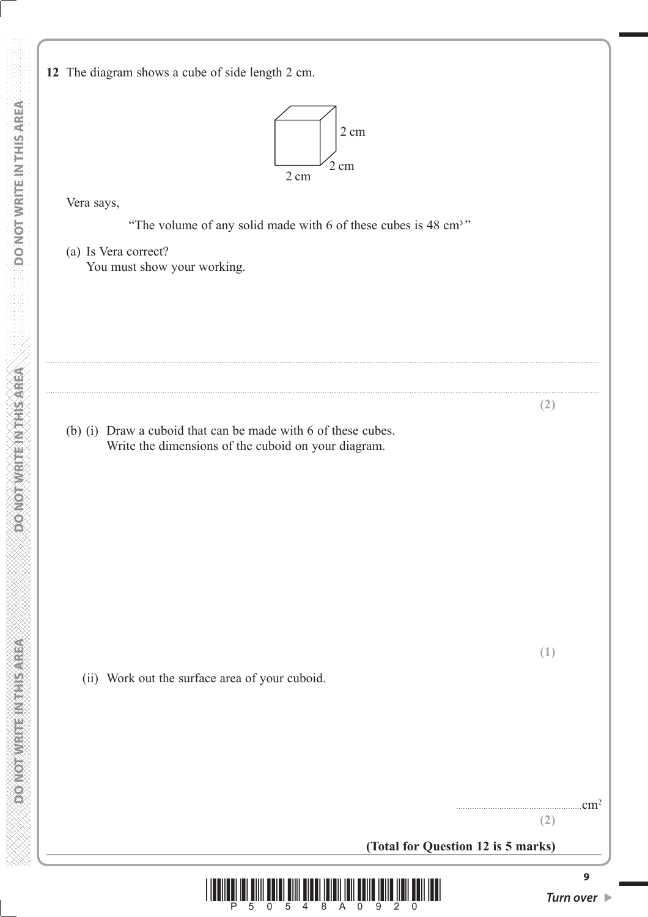**12** The diagram shows a cube of side length 2 cm.

2 cm

2 cm

2 cm

Vera says,

"The volume of any solid made with 6 of these cubes is 48 cm³"

(a) Is Vera correct?
You must show your working.

..................................................................................................................................................................................................................

..................................................................................................................................................................................................................

**(2)**

(b) (i) Draw a cuboid that can be made with 6 of these cubes.
Write the dimensions of the cuboid on your diagram.

**(1)**

(ii) Work out the surface area of your cuboid.

.......................................................$cm^2$

**(2)**

**(Total for Question 12 is 5 marks)**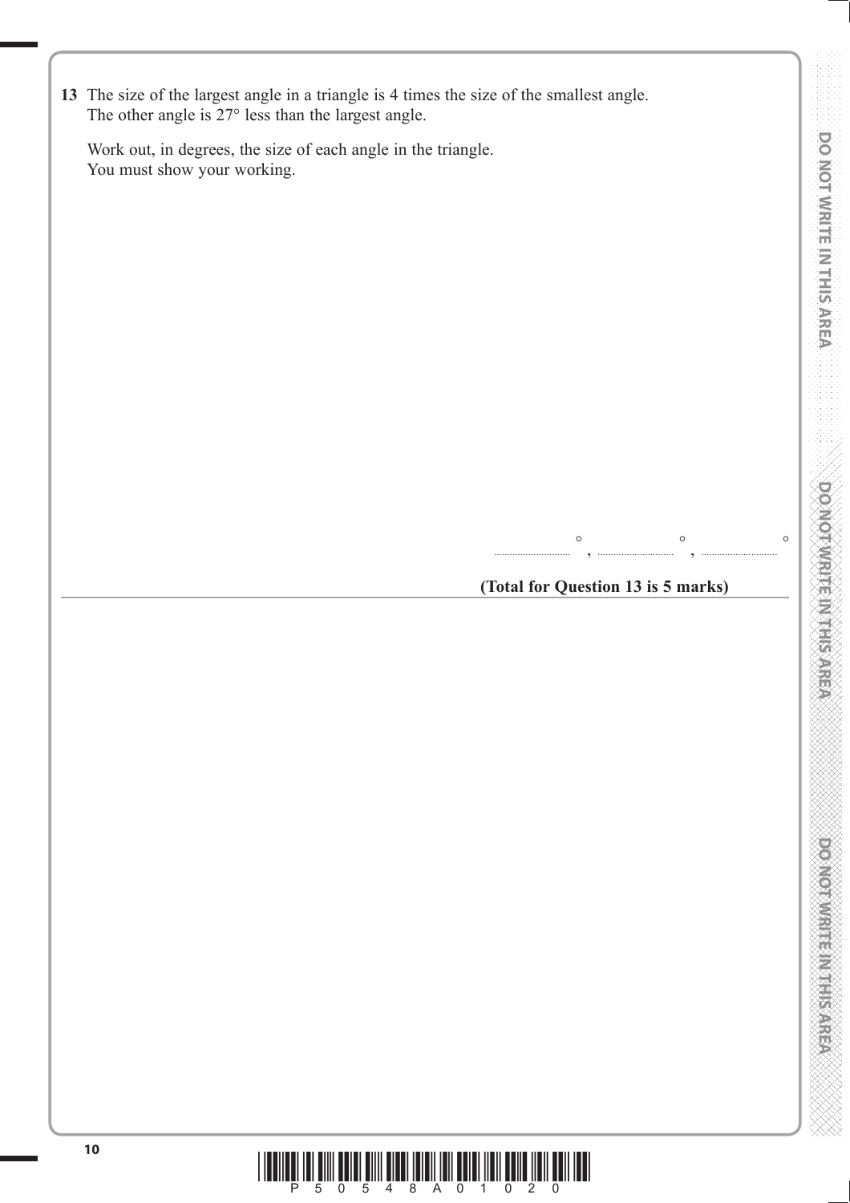**13** The size of the largest angle in a triangle is 4 times the size of the smallest angle.
The other angle is 27° less than the largest angle.

Work out, in degrees, the size of each angle in the triangle.
You must show your working.

..........................° , ..........................° , ..........................°

**(Total for Question 13 is 5 marks)**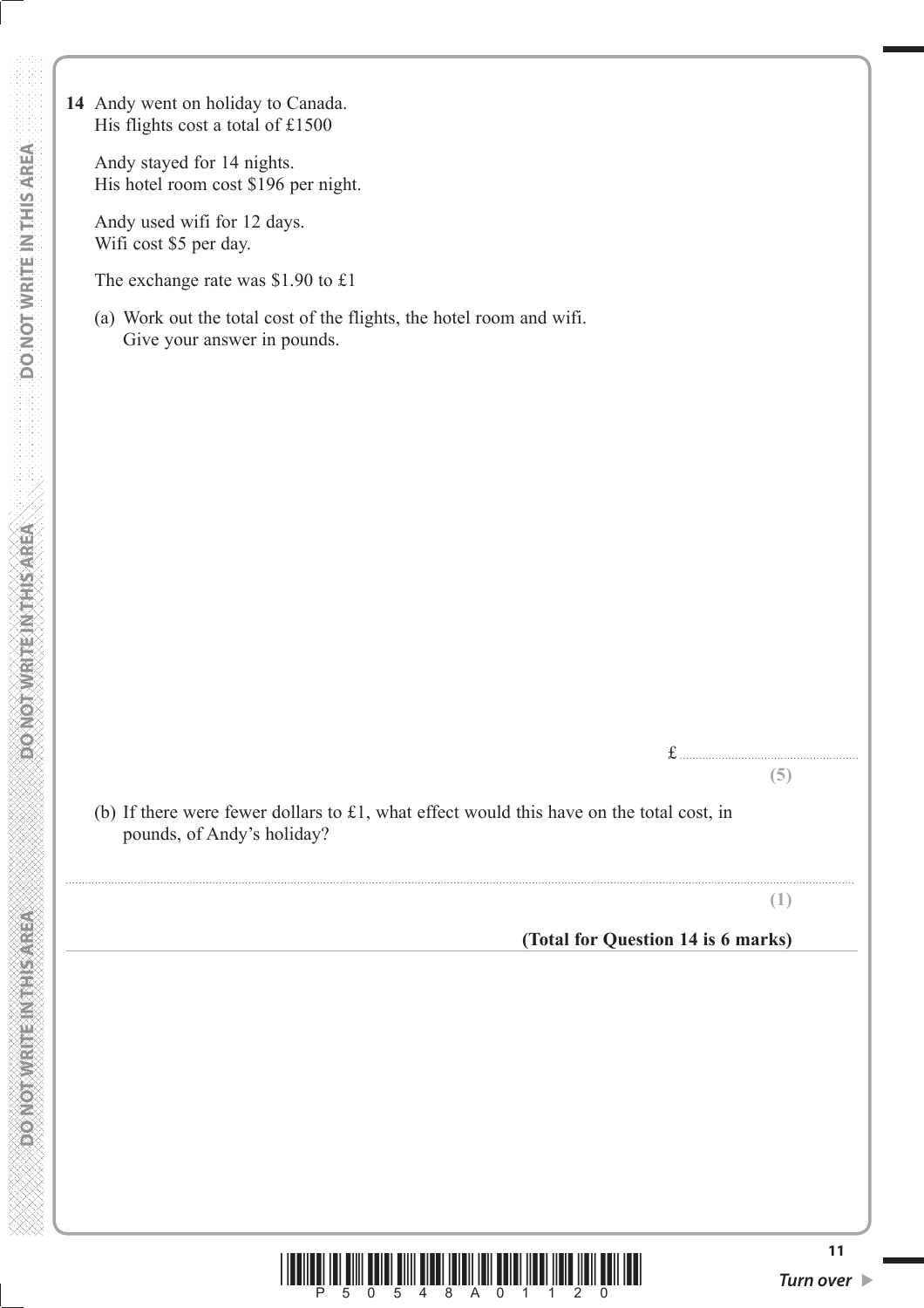**14** Andy went on holiday to Canada.
His flights cost a total of £1500

Andy stayed for 14 nights.
His hotel room cost $196 per night.

Andy used wifi for 12 days.
Wifi cost $5 per day.

The exchange rate was $1.90 to £1

(a) Work out the total cost of the flights, the hotel room and wifi.
Give your answer in pounds.

£ ..............................................

**(5)**

(b) If there were fewer dollars to £1, what effect would this have on the total cost, in pounds, of Andy's holiday?

..............................................................................................................................................

**(1)**

**(Total for Question 14 is 6 marks)**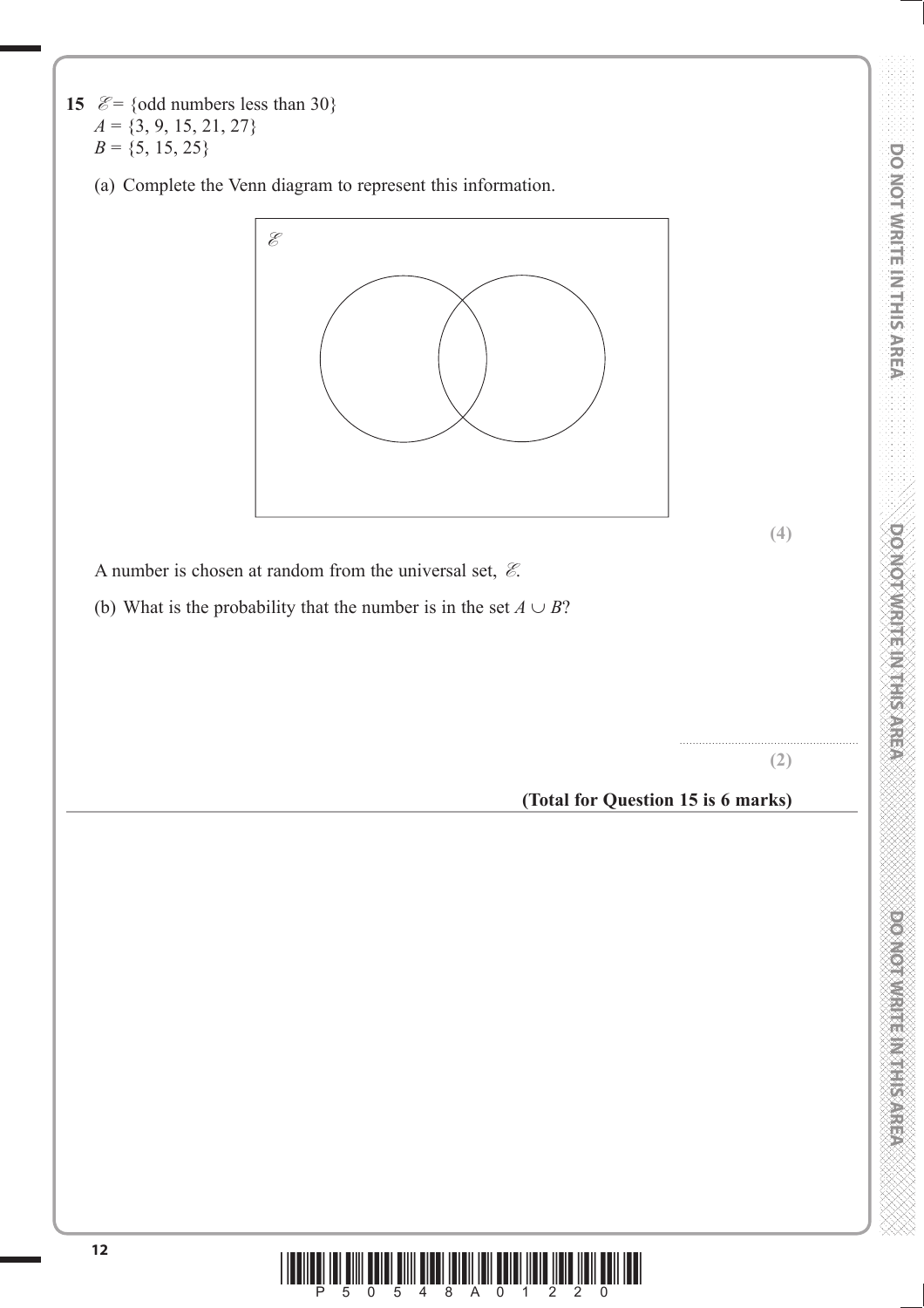**15** $\mathscr{E}$ = {odd numbers less than 30}
$A$ = {3, 9, 15, 21, 27}
$B$ = {5, 15, 25}

(a) Complete the Venn diagram to represent this information.

**(4)**

A number is chosen at random from the universal set, $\mathscr{E}$.

(b) What is the probability that the number is in the set $A \cup B$?

..............................................................

**(2)**

**(Total for Question 15 is 6 marks)**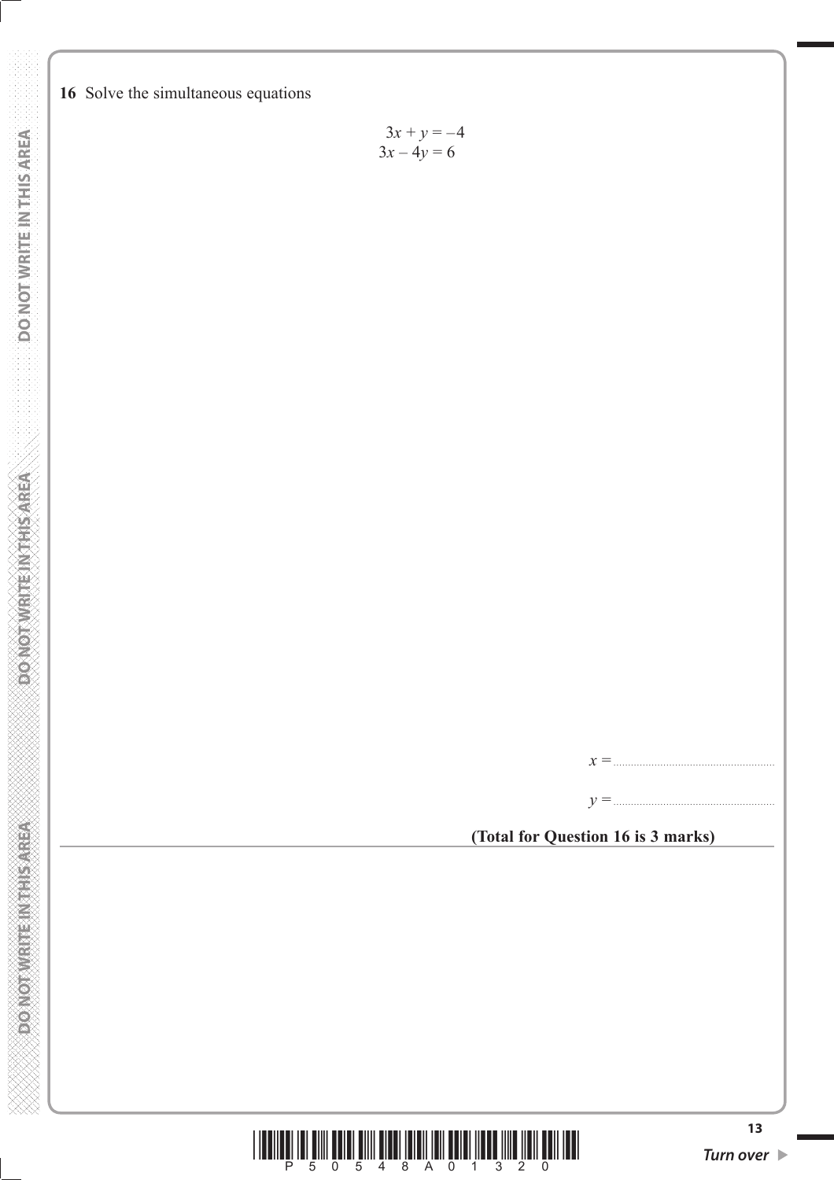**16** Solve the simultaneous equations

$$3x + y = -4$$
$$3x - 4y = 6$$

$x =$ ..........................................

$y =$ ..........................................

**(Total for Question 16 is 3 marks)**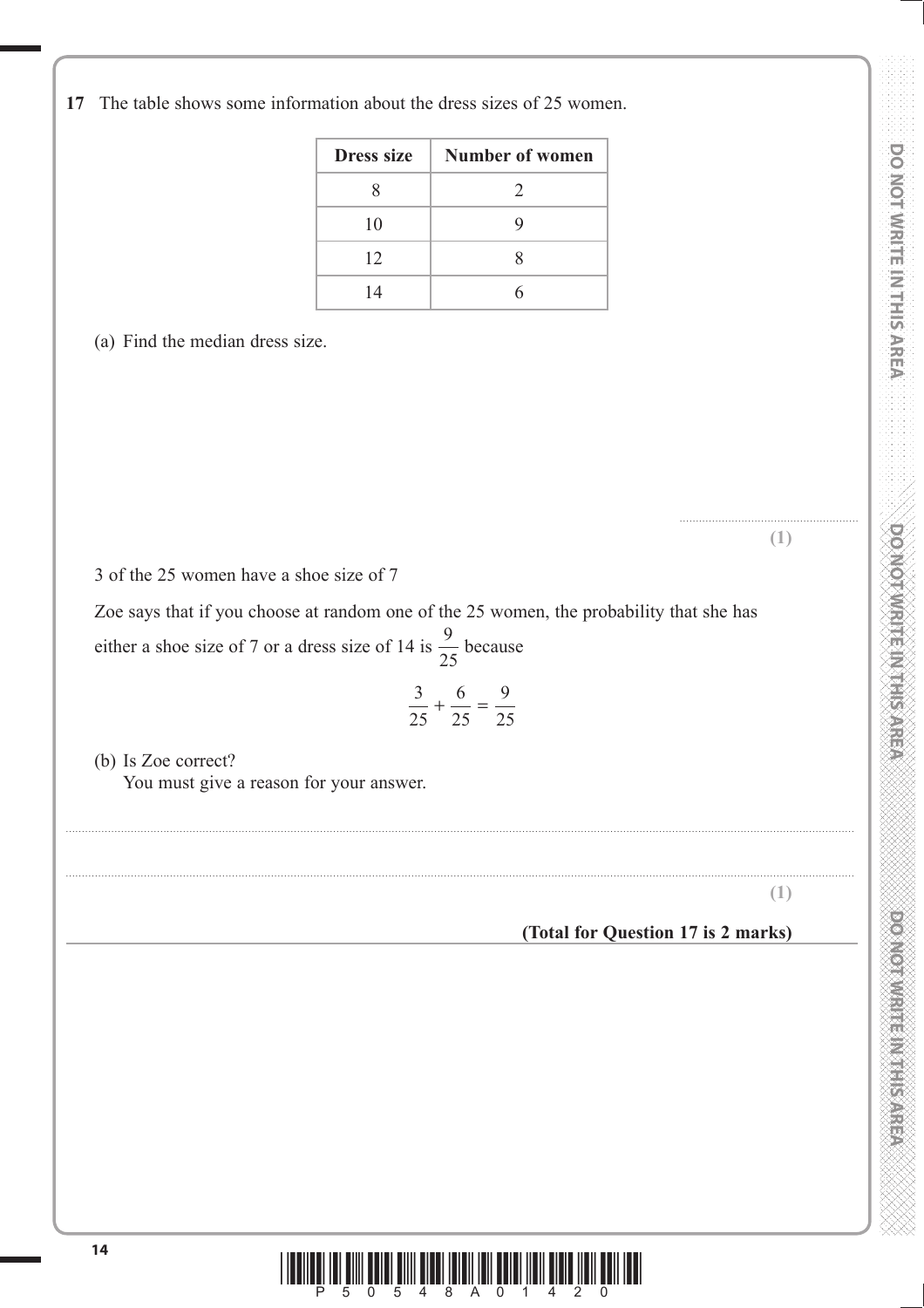**17** The table shows some information about the dress sizes of 25 women.

| Dress size | Number of women |
|---|---|
| 8 | 2 |
| 10 | 9 |
| 12 | 8 |
| 14 | 6 |

(a) Find the median dress size.

.......................................................

**(1)**

3 of the 25 women have a shoe size of 7

Zoe says that if you choose at random one of the 25 women, the probability that she has either a shoe size of 7 or a dress size of 14 is $\frac{9}{25}$ because

$$\frac{3}{25} + \frac{6}{25} = \frac{9}{25}$$

(b) Is Zoe correct?
You must give a reason for your answer.

..............................................................................................................................................................

..............................................................................................................................................................

**(1)**

**(Total for Question 17 is 2 marks)**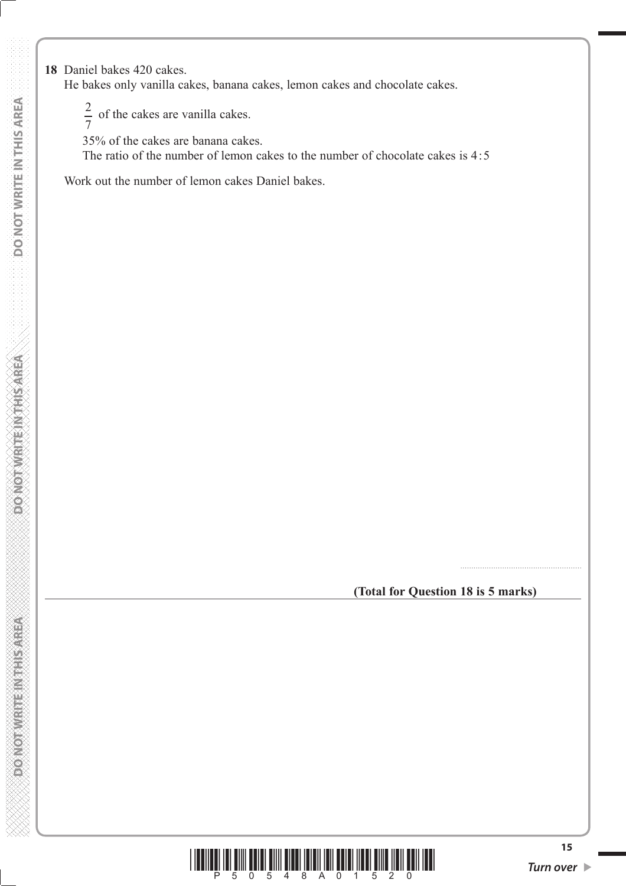**18** Daniel bakes 420 cakes.
He bakes only vanilla cakes, banana cakes, lemon cakes and chocolate cakes.

$\frac{2}{7}$ of the cakes are vanilla cakes.

35% of the cakes are banana cakes.

The ratio of the number of lemon cakes to the number of chocolate cakes is 4 : 5

Work out the number of lemon cakes Daniel bakes.

.......................................................

**(Total for Question 18 is 5 marks)**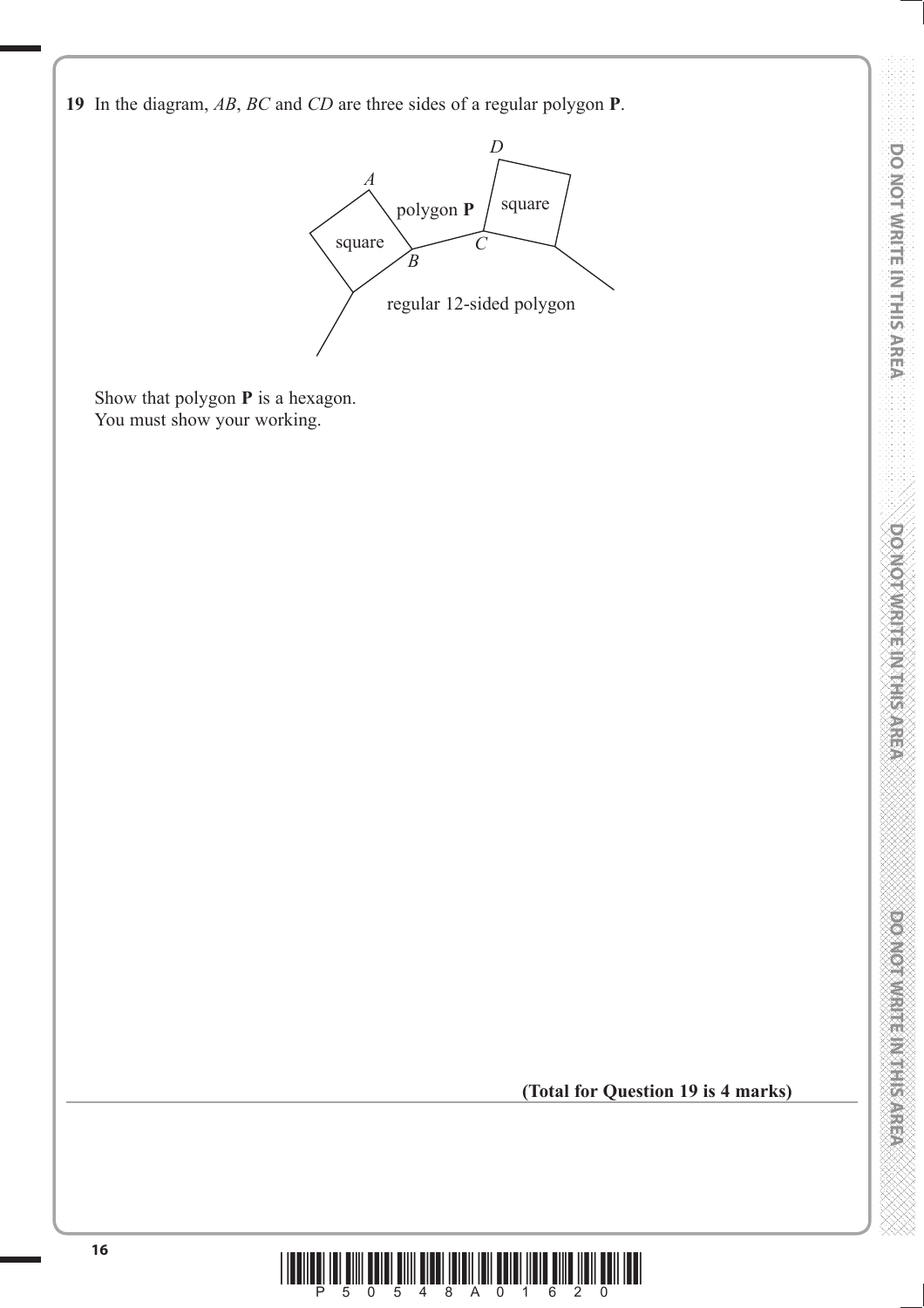**19** In the diagram, $AB$, $BC$ and $CD$ are three sides of a regular polygon **P**.

Show that polygon **P** is a hexagon.
You must show your working.

**(Total for Question 19 is 4 marks)**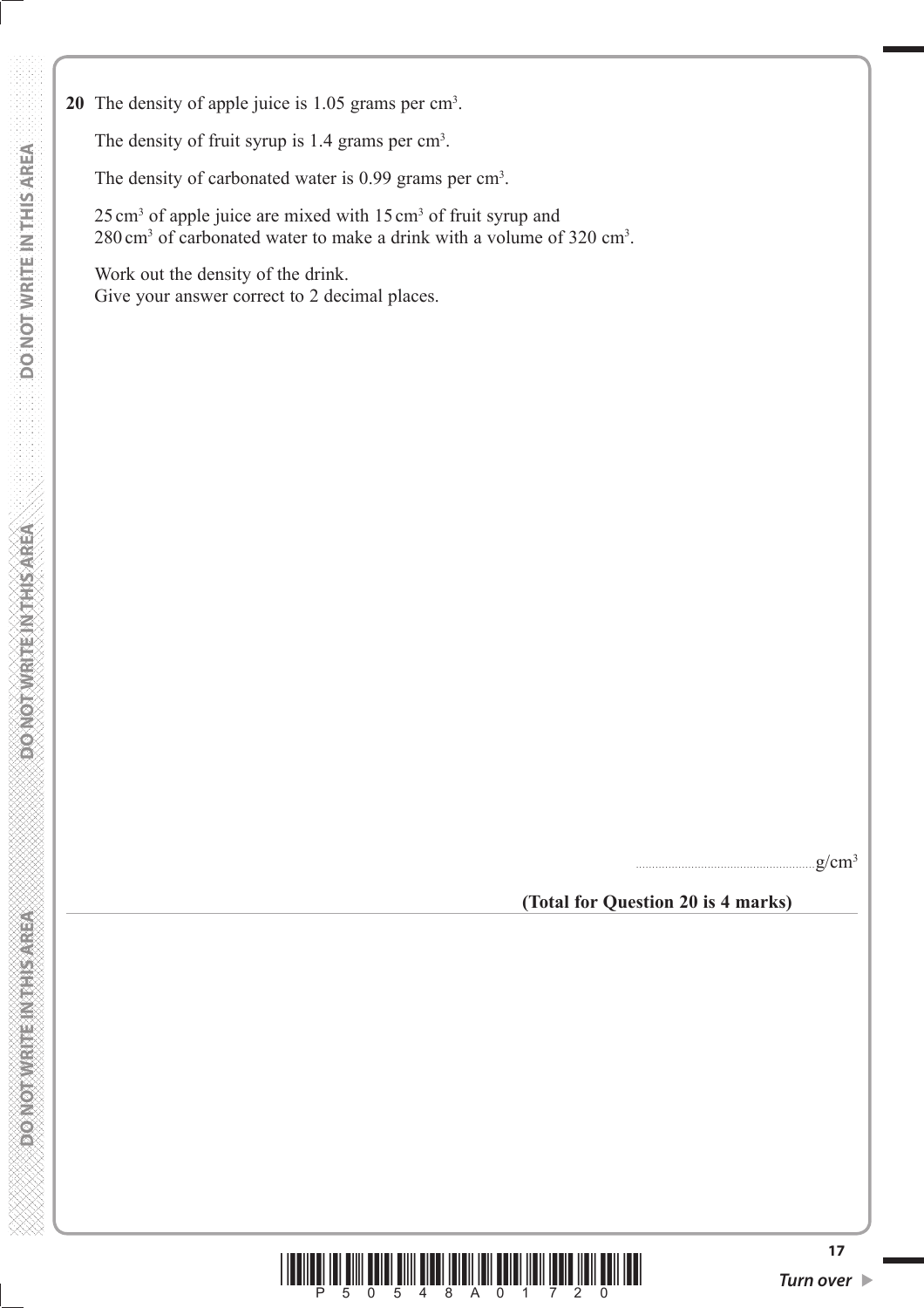**20** The density of apple juice is 1.05 grams per cm$^3$.

The density of fruit syrup is 1.4 grams per cm$^3$.

The density of carbonated water is 0.99 grams per cm$^3$.

25 cm$^3$ of apple juice are mixed with 15 cm$^3$ of fruit syrup and 280 cm$^3$ of carbonated water to make a drink with a volume of 320 cm$^3$.

Work out the density of the drink.
Give your answer correct to 2 decimal places.

.......................................................g/cm$^3$

**(Total for Question 20 is 4 marks)**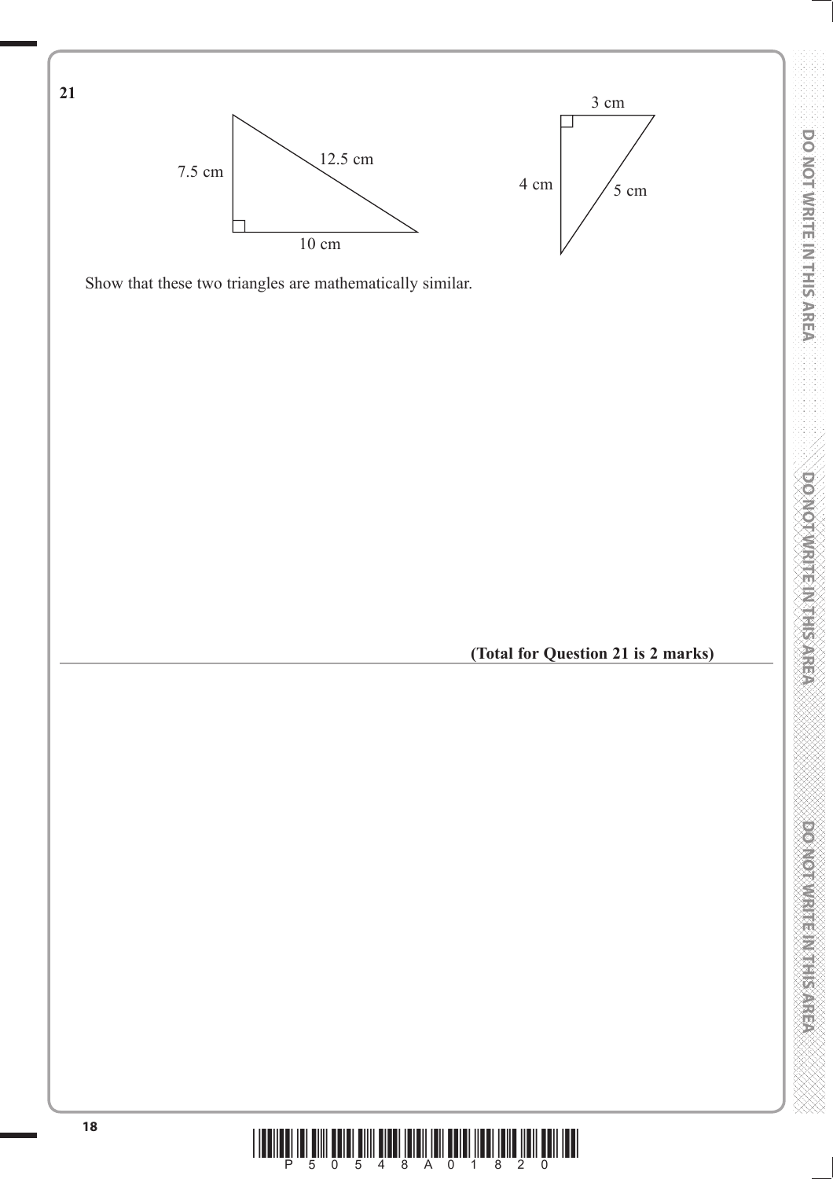**21**

7.5 cm

12.5 cm

10 cm

3 cm

4 cm

5 cm

Show that these two triangles are mathematically similar.

**(Total for Question 21 is 2 marks)**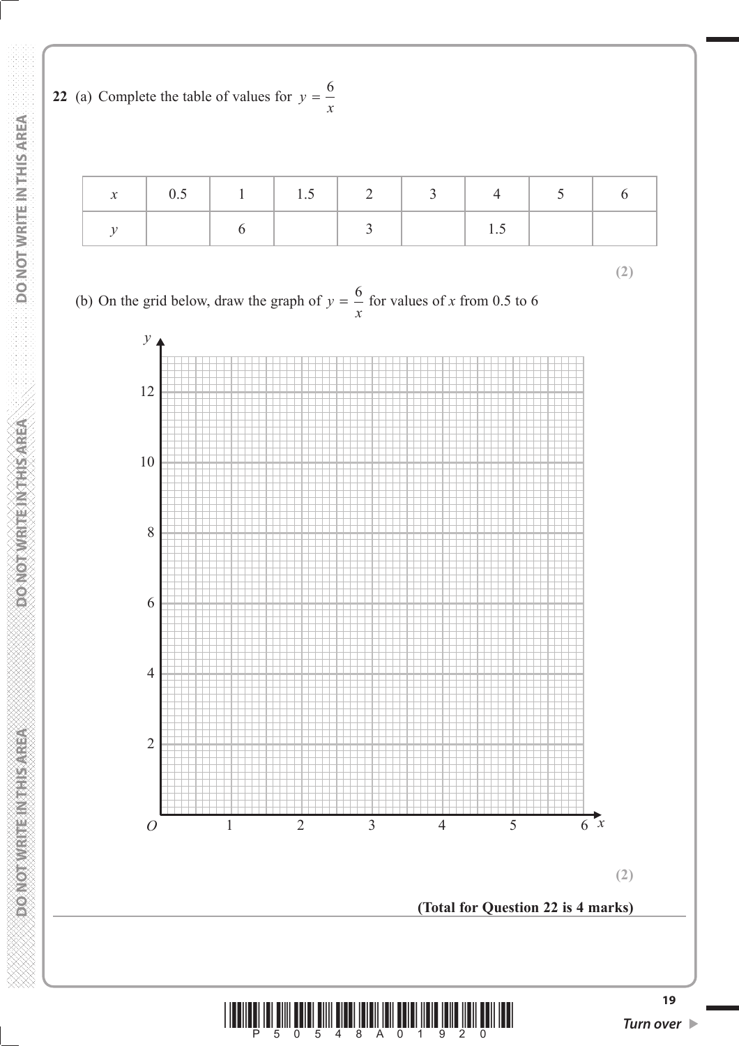**22** (a) Complete the table of values for $y = \dfrac{6}{x}$

| $x$ | 0.5 | 1 | 1.5 | 2 | 3 | 4 | 5 | 6 |
|---|---|---|---|---|---|---|---|---|
| $y$ | | 6 | | 3 | | 1.5 | | |

**(2)**

(b) On the grid below, draw the graph of $y = \dfrac{6}{x}$ for values of $x$ from 0.5 to 6

**(2)**

**(Total for Question 22 is 4 marks)**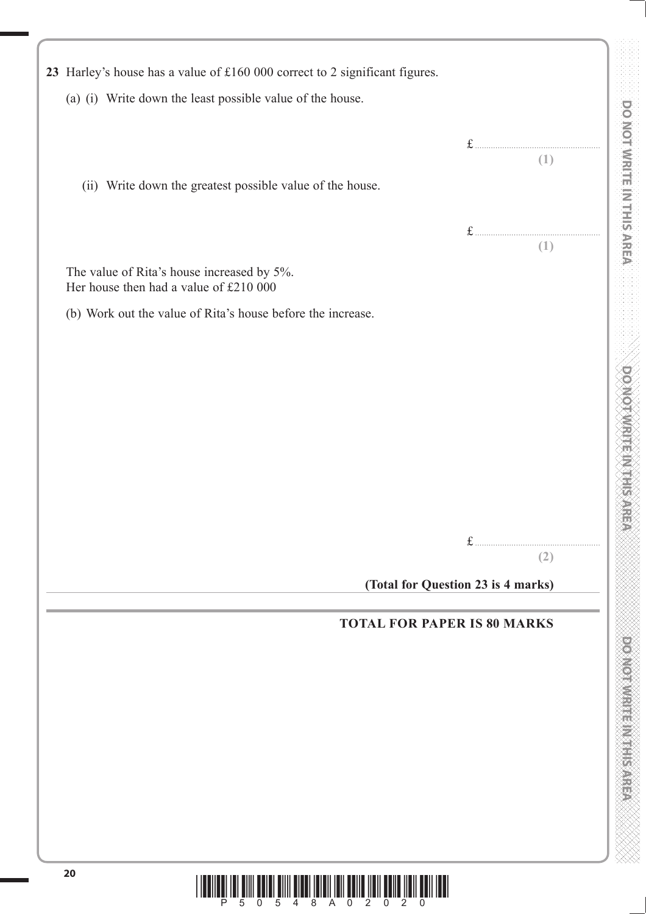**23** Harley's house has a value of £160 000 correct to 2 significant figures.

(a) (i) Write down the least possible value of the house.

£.......................................................
**(1)**

(ii) Write down the greatest possible value of the house.

£.......................................................
**(1)**

The value of Rita's house increased by 5%.
Her house then had a value of £210 000

(b) Work out the value of Rita's house before the increase.

£.......................................................
**(2)**

**(Total for Question 23 is 4 marks)**

**TOTAL FOR PAPER IS 80 MARKS**